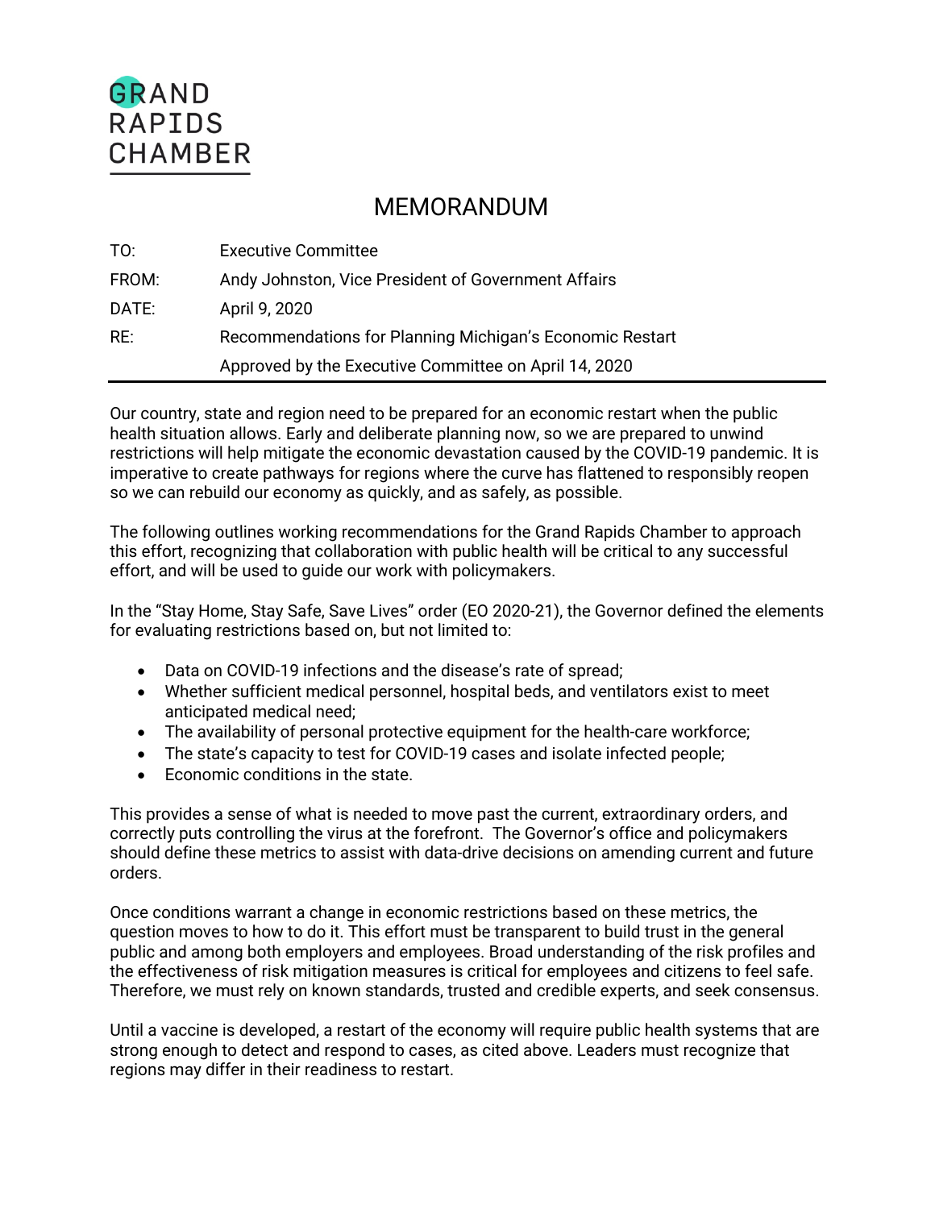GRAND RAPIDS CHAMBER

# MEMORANDUM

TO: Executive Committee

FROM: Andy Johnston, Vice President of Government Affairs

DATE: April 9, 2020

RE: Recommendations for Planning Michigan's Economic Restart
Approved by the Executive Committee on April 14, 2020

---

Our country, state and region need to be prepared for an economic restart when the public health situation allows. Early and deliberate planning now, so we are prepared to unwind restrictions will help mitigate the economic devastation caused by the COVID-19 pandemic. It is imperative to create pathways for regions where the curve has flattened to responsibly reopen so we can rebuild our economy as quickly, and as safely, as possible.

The following outlines working recommendations for the Grand Rapids Chamber to approach this effort, recognizing that collaboration with public health will be critical to any successful effort, and will be used to guide our work with policymakers.

In the "Stay Home, Stay Safe, Save Lives" order (EO 2020-21), the Governor defined the elements for evaluating restrictions based on, but not limited to:

- Data on COVID-19 infections and the disease's rate of spread;
- Whether sufficient medical personnel, hospital beds, and ventilators exist to meet anticipated medical need;
- The availability of personal protective equipment for the health-care workforce;
- The state's capacity to test for COVID-19 cases and isolate infected people;
- Economic conditions in the state.

This provides a sense of what is needed to move past the current, extraordinary orders, and correctly puts controlling the virus at the forefront. The Governor's office and policymakers should define these metrics to assist with data-drive decisions on amending current and future orders.

Once conditions warrant a change in economic restrictions based on these metrics, the question moves to how to do it. This effort must be transparent to build trust in the general public and among both employers and employees. Broad understanding of the risk profiles and the effectiveness of risk mitigation measures is critical for employees and citizens to feel safe. Therefore, we must rely on known standards, trusted and credible experts, and seek consensus.

Until a vaccine is developed, a restart of the economy will require public health systems that are strong enough to detect and respond to cases, as cited above. Leaders must recognize that regions may differ in their readiness to restart.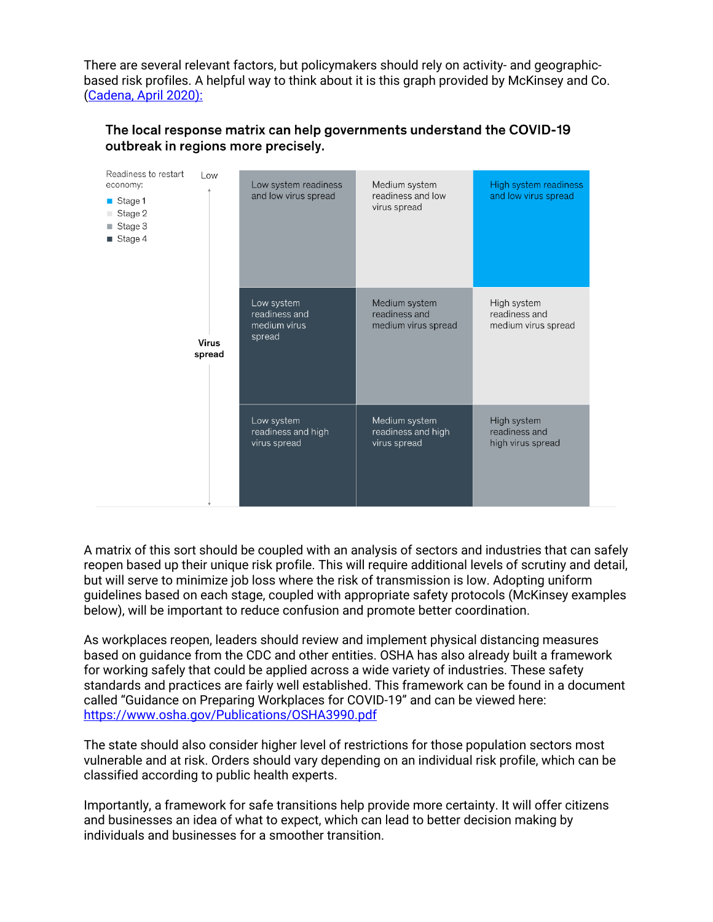There are several relevant factors, but policymakers should rely on activity- and geographic-based risk profiles. A helpful way to think about it is this graph provided by McKinsey and Co. ([Cadena, April 2020):](#)

**The local response matrix can help governments understand the COVID-19 outbreak in regions more precisely.**

Readiness to restart economy:

- Stage 1
- Stage 2
- Stage 3
- Stage 4

| Virus spread | | | |
|---|---|---|---|
| Low | Low system readiness and low virus spread (Stage 3) | Medium system readiness and low virus spread (Stage 2) | High system readiness and low virus spread (Stage 1) |
| | Low system readiness and medium virus spread (Stage 4) | Medium system readiness and medium virus spread (Stage 3) | High system readiness and medium virus spread (Stage 2) |
| | Low system readiness and high virus spread (Stage 4) | Medium system readiness and high virus spread (Stage 4) | High system readiness and high virus spread (Stage 3) |

A matrix of this sort should be coupled with an analysis of sectors and industries that can safely reopen based up their unique risk profile. This will require additional levels of scrutiny and detail, but will serve to minimize job loss where the risk of transmission is low. Adopting uniform guidelines based on each stage, coupled with appropriate safety protocols (McKinsey examples below), will be important to reduce confusion and promote better coordination.

As workplaces reopen, leaders should review and implement physical distancing measures based on guidance from the CDC and other entities. OSHA has also already built a framework for working safely that could be applied across a wide variety of industries. These safety standards and practices are fairly well established. This framework can be found in a document called "Guidance on Preparing Workplaces for COVID-19" and can be viewed here: https://www.osha.gov/Publications/OSHA3990.pdf

The state should also consider higher level of restrictions for those population sectors most vulnerable and at risk. Orders should vary depending on an individual risk profile, which can be classified according to public health experts.

Importantly, a framework for safe transitions help provide more certainty. It will offer citizens and businesses an idea of what to expect, which can lead to better decision making by individuals and businesses for a smoother transition.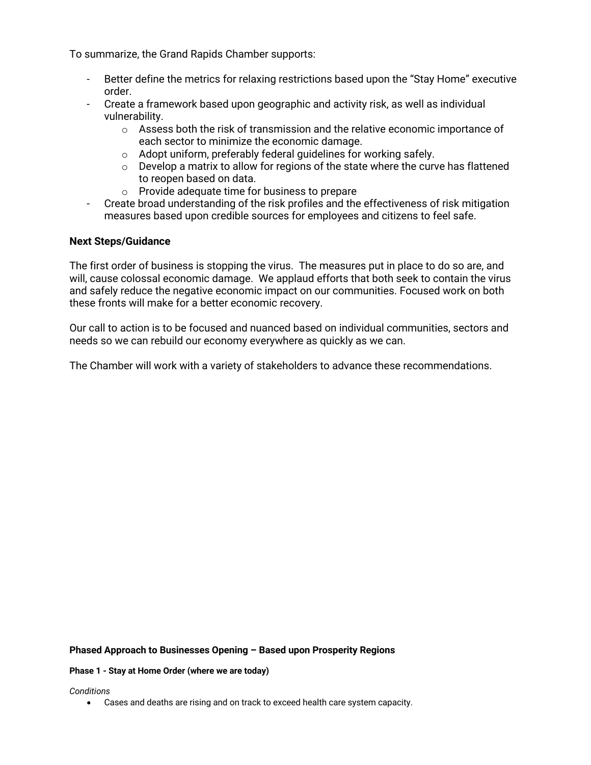To summarize, the Grand Rapids Chamber supports:

- Better define the metrics for relaxing restrictions based upon the "Stay Home" executive order.
- Create a framework based upon geographic and activity risk, as well as individual vulnerability.
    - Assess both the risk of transmission and the relative economic importance of each sector to minimize the economic damage.
    - Adopt uniform, preferably federal guidelines for working safely.
    - Develop a matrix to allow for regions of the state where the curve has flattened to reopen based on data.
    - Provide adequate time for business to prepare
- Create broad understanding of the risk profiles and the effectiveness of risk mitigation measures based upon credible sources for employees and citizens to feel safe.

**Next Steps/Guidance**

The first order of business is stopping the virus. The measures put in place to do so are, and will, cause colossal economic damage. We applaud efforts that both seek to contain the virus and safely reduce the negative economic impact on our communities. Focused work on both these fronts will make for a better economic recovery.

Our call to action is to be focused and nuanced based on individual communities, sectors and needs so we can rebuild our economy everywhere as quickly as we can.

The Chamber will work with a variety of stakeholders to advance these recommendations.

**Phased Approach to Businesses Opening – Based upon Prosperity Regions**

**Phase 1 - Stay at Home Order (where we are today)**

*Conditions*

- Cases and deaths are rising and on track to exceed health care system capacity.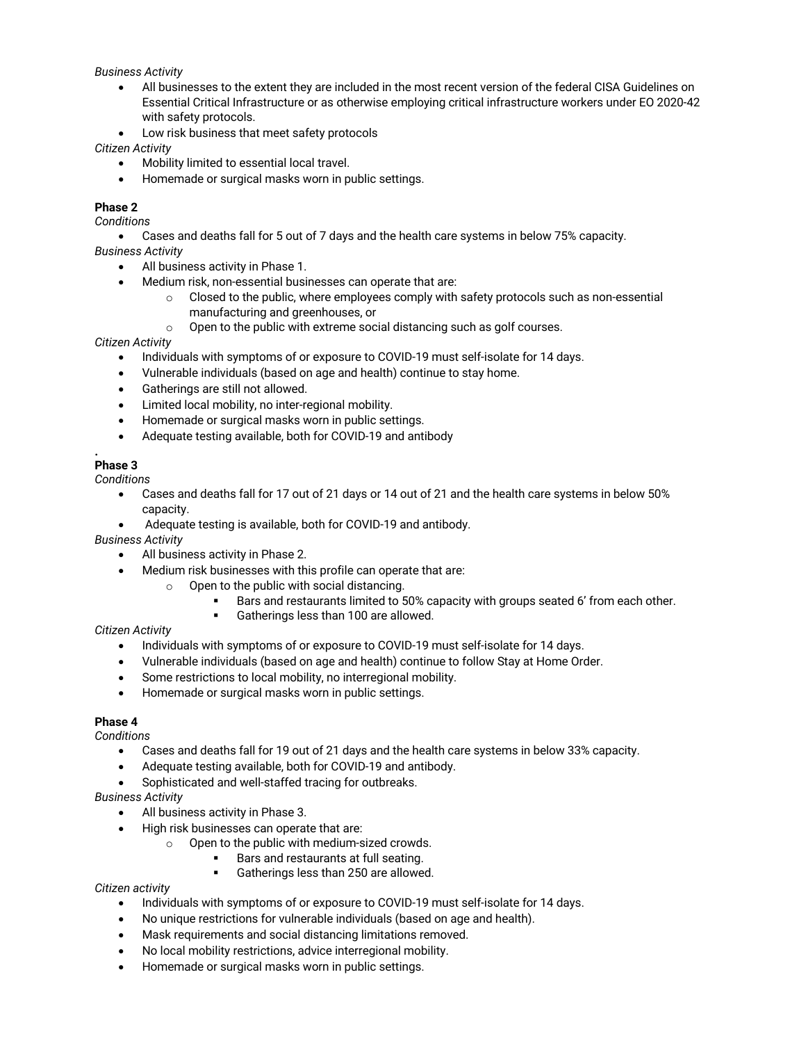*Business Activity*

- All businesses to the extent they are included in the most recent version of the federal CISA Guidelines on Essential Critical Infrastructure or as otherwise employing critical infrastructure workers under EO 2020-42 with safety protocols.
- Low risk business that meet safety protocols

*Citizen Activity*

- Mobility limited to essential local travel.
- Homemade or surgical masks worn in public settings.

**Phase 2**

*Conditions*

- Cases and deaths fall for 5 out of 7 days and the health care systems in below 75% capacity.

*Business Activity*

- All business activity in Phase 1.
- Medium risk, non-essential businesses can operate that are:
    - Closed to the public, where employees comply with safety protocols such as non-essential manufacturing and greenhouses, or
    - Open to the public with extreme social distancing such as golf courses.

*Citizen Activity*

- Individuals with symptoms of or exposure to COVID-19 must self-isolate for 14 days.
- Vulnerable individuals (based on age and health) continue to stay home.
- Gatherings are still not allowed.
- Limited local mobility, no inter-regional mobility.
- Homemade or surgical masks worn in public settings.
- Adequate testing available, both for COVID-19 and antibody

**Phase 3**

*Conditions*

- Cases and deaths fall for 17 out of 21 days or 14 out of 21 and the health care systems in below 50% capacity.
- Adequate testing is available, both for COVID-19 and antibody.

*Business Activity*

- All business activity in Phase 2.
- Medium risk businesses with this profile can operate that are:
    - Open to the public with social distancing.
        - Bars and restaurants limited to 50% capacity with groups seated 6' from each other.
        - Gatherings less than 100 are allowed.

*Citizen Activity*

- Individuals with symptoms of or exposure to COVID-19 must self-isolate for 14 days.
- Vulnerable individuals (based on age and health) continue to follow Stay at Home Order.
- Some restrictions to local mobility, no interregional mobility.
- Homemade or surgical masks worn in public settings.

**Phase 4**

*Conditions*

- Cases and deaths fall for 19 out of 21 days and the health care systems in below 33% capacity.
- Adequate testing available, both for COVID-19 and antibody.
- Sophisticated and well-staffed tracing for outbreaks.

*Business Activity*

- All business activity in Phase 3.
- High risk businesses can operate that are:
    - Open to the public with medium-sized crowds.
        - Bars and restaurants at full seating.
        - Gatherings less than 250 are allowed.

*Citizen activity*

- Individuals with symptoms of or exposure to COVID-19 must self-isolate for 14 days.
- No unique restrictions for vulnerable individuals (based on age and health).
- Mask requirements and social distancing limitations removed.
- No local mobility restrictions, advice interregional mobility.
- Homemade or surgical masks worn in public settings.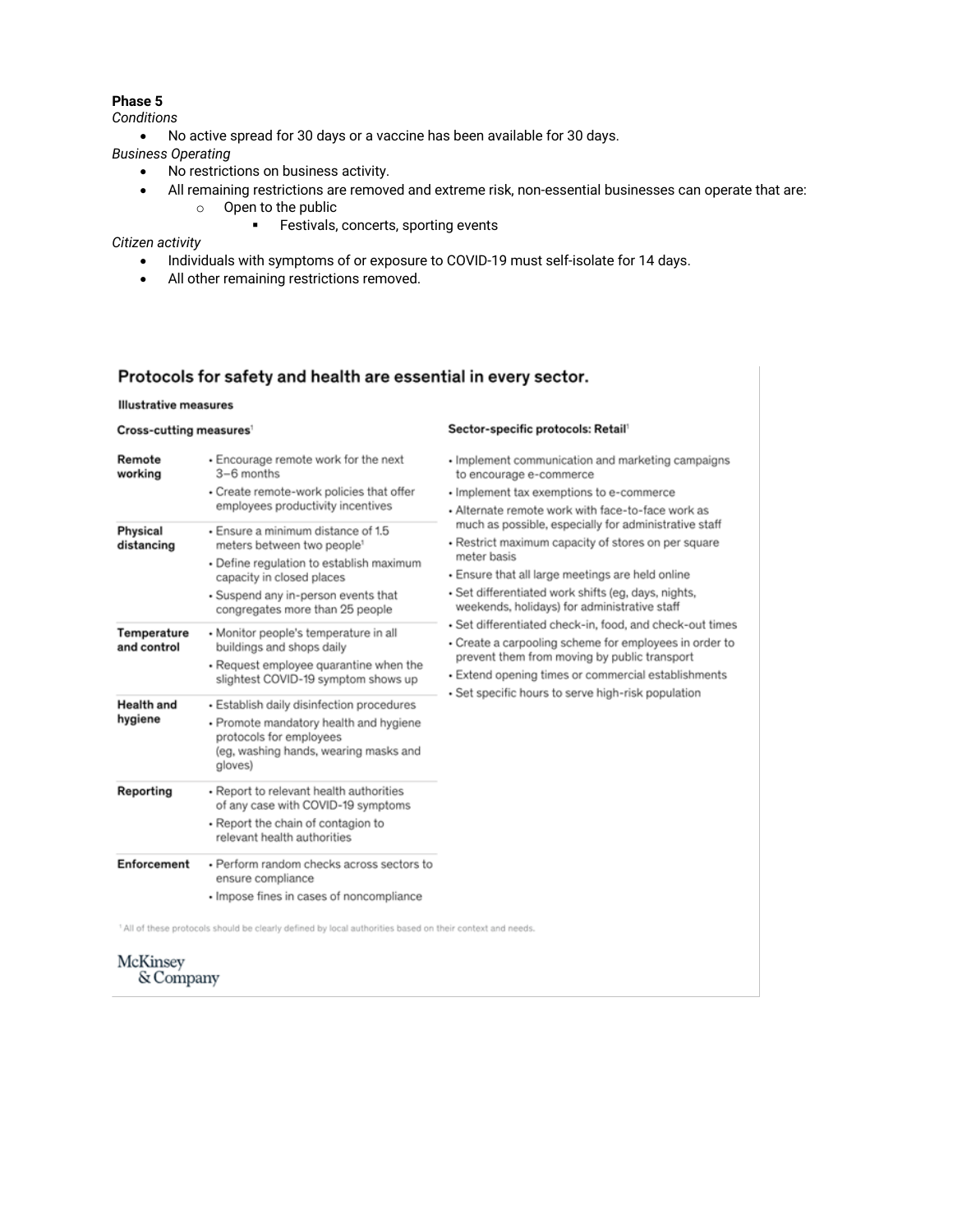**Phase 5**

*Conditions*

- No active spread for 30 days or a vaccine has been available for 30 days.

*Business Operating*

- No restrictions on business activity.
- All remaining restrictions are removed and extreme risk, non-essential businesses can operate that are:
  - Open to the public
    - Festivals, concerts, sporting events

*Citizen activity*

- Individuals with symptoms of or exposure to COVID-19 must self-isolate for 14 days.
- All other remaining restrictions removed.

## Protocols for safety and health are essential in every sector.

**Illustrative measures**

**Cross-cutting measures**[1]

| | |
|---|---|
| **Remote working** | • Encourage remote work for the next 3–6 months<br>• Create remote-work policies that offer employees productivity incentives |
| **Physical distancing** | • Ensure a minimum distance of 1.5 meters between two people[1]<br>• Define regulation to establish maximum capacity in closed places<br>• Suspend any in-person events that congregates more than 25 people |
| **Temperature and control** | • Monitor people's temperature in all buildings and shops daily<br>• Request employee quarantine when the slightest COVID-19 symptom shows up |
| **Health and hygiene** | • Establish daily disinfection procedures<br>• Promote mandatory health and hygiene protocols for employees (eg, washing hands, wearing masks and gloves) |
| **Reporting** | • Report to relevant health authorities of any case with COVID-19 symptoms<br>• Report the chain of contagion to relevant health authorities |
| **Enforcement** | • Perform random checks across sectors to ensure compliance<br>• Impose fines in cases of noncompliance |

**Sector-specific protocols: Retail**[1]

- Implement communication and marketing campaigns to encourage e-commerce
- Implement tax exemptions to e-commerce
- Alternate remote work with face-to-face work as much as possible, especially for administrative staff
- Restrict maximum capacity of stores on per square meter basis
- Ensure that all large meetings are held online
- Set differentiated work shifts (eg, days, nights, weekends, holidays) for administrative staff
- Set differentiated check-in, food, and check-out times
- Create a carpooling scheme for employees in order to prevent them from moving by public transport
- Extend opening times or commercial establishments
- Set specific hours to serve high-risk population

[1] All of these protocols should be clearly defined by local authorities based on their context and needs.

McKinsey & Company